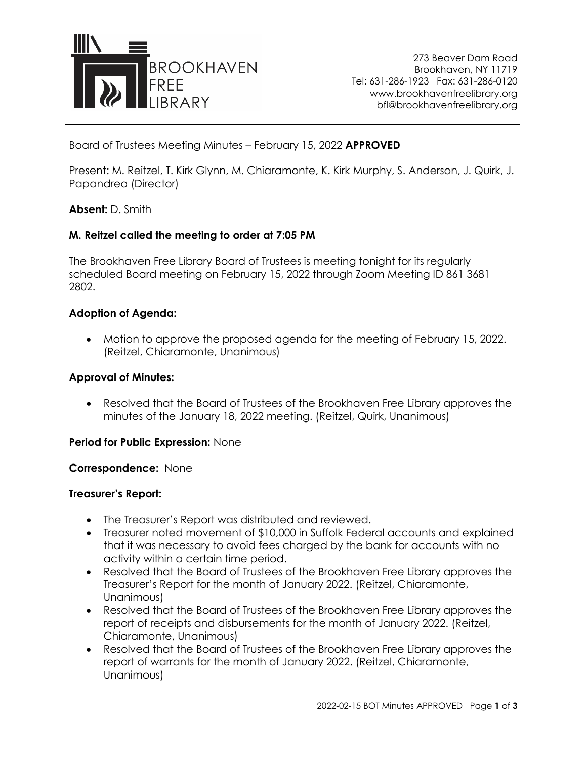BROOKHAVEN FREE LIBRARY

273 Beaver Dam Road
Brookhaven, NY 11719
Tel: 631-286-1923 Fax: 631-286-0120
www.brookhavenfreelibrary.org
bfl@brookhavenfreelibrary.org

Board of Trustees Meeting Minutes – February 15, 2022 **APPROVED**

Present: M. Reitzel, T. Kirk Glynn, M. Chiaramonte, K. Kirk Murphy, S. Anderson, J. Quirk, J. Papandrea (Director)

**Absent:** D. Smith

**M. Reitzel called the meeting to order at 7:05 PM**

The Brookhaven Free Library Board of Trustees is meeting tonight for its regularly scheduled Board meeting on February 15, 2022 through Zoom Meeting ID 861 3681 2802.

**Adoption of Agenda:**

- Motion to approve the proposed agenda for the meeting of February 15, 2022. (Reitzel, Chiaramonte, Unanimous)

**Approval of Minutes:**

- Resolved that the Board of Trustees of the Brookhaven Free Library approves the minutes of the January 18, 2022 meeting. (Reitzel, Quirk, Unanimous)

**Period for Public Expression:** None

**Correspondence:** None

**Treasurer's Report:**

- The Treasurer's Report was distributed and reviewed.
- Treasurer noted movement of $10,000 in Suffolk Federal accounts and explained that it was necessary to avoid fees charged by the bank for accounts with no activity within a certain time period.
- Resolved that the Board of Trustees of the Brookhaven Free Library approves the Treasurer's Report for the month of January 2022. (Reitzel, Chiaramonte, Unanimous)
- Resolved that the Board of Trustees of the Brookhaven Free Library approves the report of receipts and disbursements for the month of January 2022. (Reitzel, Chiaramonte, Unanimous)
- Resolved that the Board of Trustees of the Brookhaven Free Library approves the report of warrants for the month of January 2022. (Reitzel, Chiaramonte, Unanimous)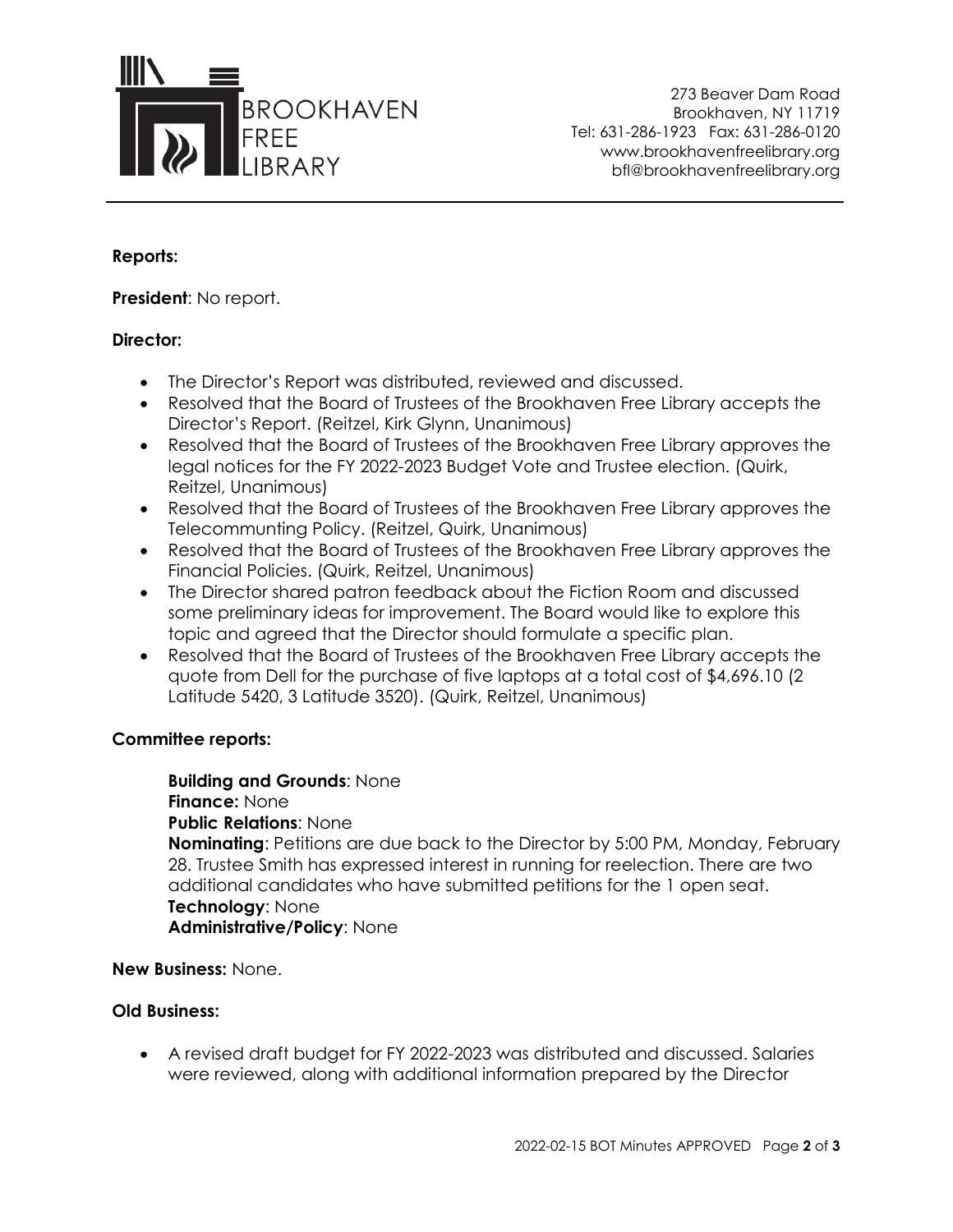**Reports:**

**President**: No report.

**Director:**

- The Director's Report was distributed, reviewed and discussed.
- Resolved that the Board of Trustees of the Brookhaven Free Library accepts the Director's Report. (Reitzel, Kirk Glynn, Unanimous)
- Resolved that the Board of Trustees of the Brookhaven Free Library approves the legal notices for the FY 2022-2023 Budget Vote and Trustee election. (Quirk, Reitzel, Unanimous)
- Resolved that the Board of Trustees of the Brookhaven Free Library approves the Telecommunting Policy. (Reitzel, Quirk, Unanimous)
- Resolved that the Board of Trustees of the Brookhaven Free Library approves the Financial Policies. (Quirk, Reitzel, Unanimous)
- The Director shared patron feedback about the Fiction Room and discussed some preliminary ideas for improvement. The Board would like to explore this topic and agreed that the Director should formulate a specific plan.
- Resolved that the Board of Trustees of the Brookhaven Free Library accepts the quote from Dell for the purchase of five laptops at a total cost of $4,696.10 (2 Latitude 5420, 3 Latitude 3520). (Quirk, Reitzel, Unanimous)

**Committee reports:**

**Building and Grounds**: None
**Finance:** None
**Public Relations**: None
**Nominating**: Petitions are due back to the Director by 5:00 PM, Monday, February 28. Trustee Smith has expressed interest in running for reelection. There are two additional candidates who have submitted petitions for the 1 open seat.
**Technology**: None
**Administrative/Policy**: None

**New Business:** None.

**Old Business:**

- A revised draft budget for FY 2022-2023 was distributed and discussed. Salaries were reviewed, along with additional information prepared by the Director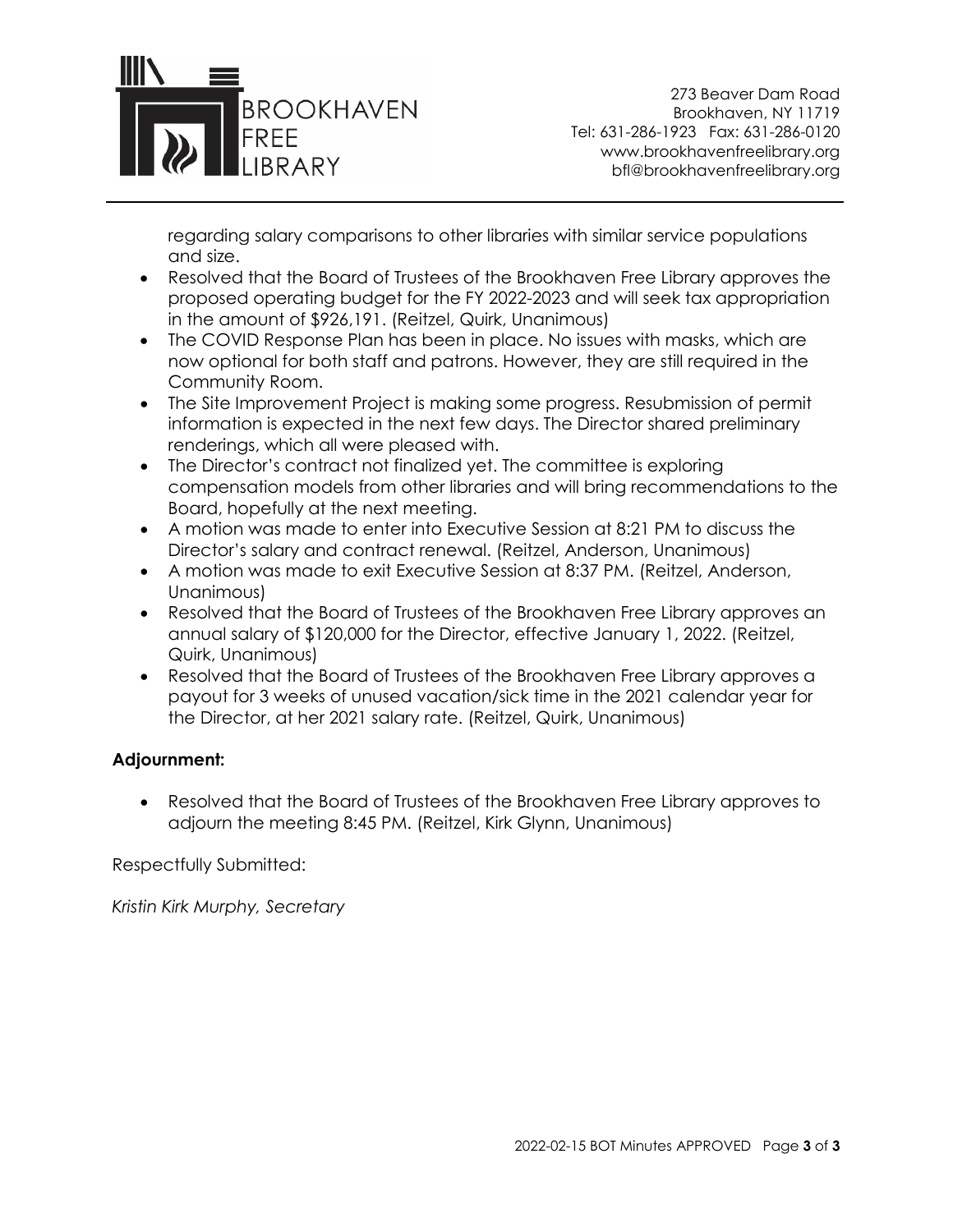regarding salary comparisons to other libraries with similar service populations and size.

- Resolved that the Board of Trustees of the Brookhaven Free Library approves the proposed operating budget for the FY 2022-2023 and will seek tax appropriation in the amount of $926,191. (Reitzel, Quirk, Unanimous)
- The COVID Response Plan has been in place. No issues with masks, which are now optional for both staff and patrons. However, they are still required in the Community Room.
- The Site Improvement Project is making some progress. Resubmission of permit information is expected in the next few days. The Director shared preliminary renderings, which all were pleased with.
- The Director's contract not finalized yet. The committee is exploring compensation models from other libraries and will bring recommendations to the Board, hopefully at the next meeting.
- A motion was made to enter into Executive Session at 8:21 PM to discuss the Director's salary and contract renewal. (Reitzel, Anderson, Unanimous)
- A motion was made to exit Executive Session at 8:37 PM. (Reitzel, Anderson, Unanimous)
- Resolved that the Board of Trustees of the Brookhaven Free Library approves an annual salary of $120,000 for the Director, effective January 1, 2022. (Reitzel, Quirk, Unanimous)
- Resolved that the Board of Trustees of the Brookhaven Free Library approves a payout for 3 weeks of unused vacation/sick time in the 2021 calendar year for the Director, at her 2021 salary rate. (Reitzel, Quirk, Unanimous)

**Adjournment:**

- Resolved that the Board of Trustees of the Brookhaven Free Library approves to adjourn the meeting 8:45 PM. (Reitzel, Kirk Glynn, Unanimous)

Respectfully Submitted:

*Kristin Kirk Murphy, Secretary*